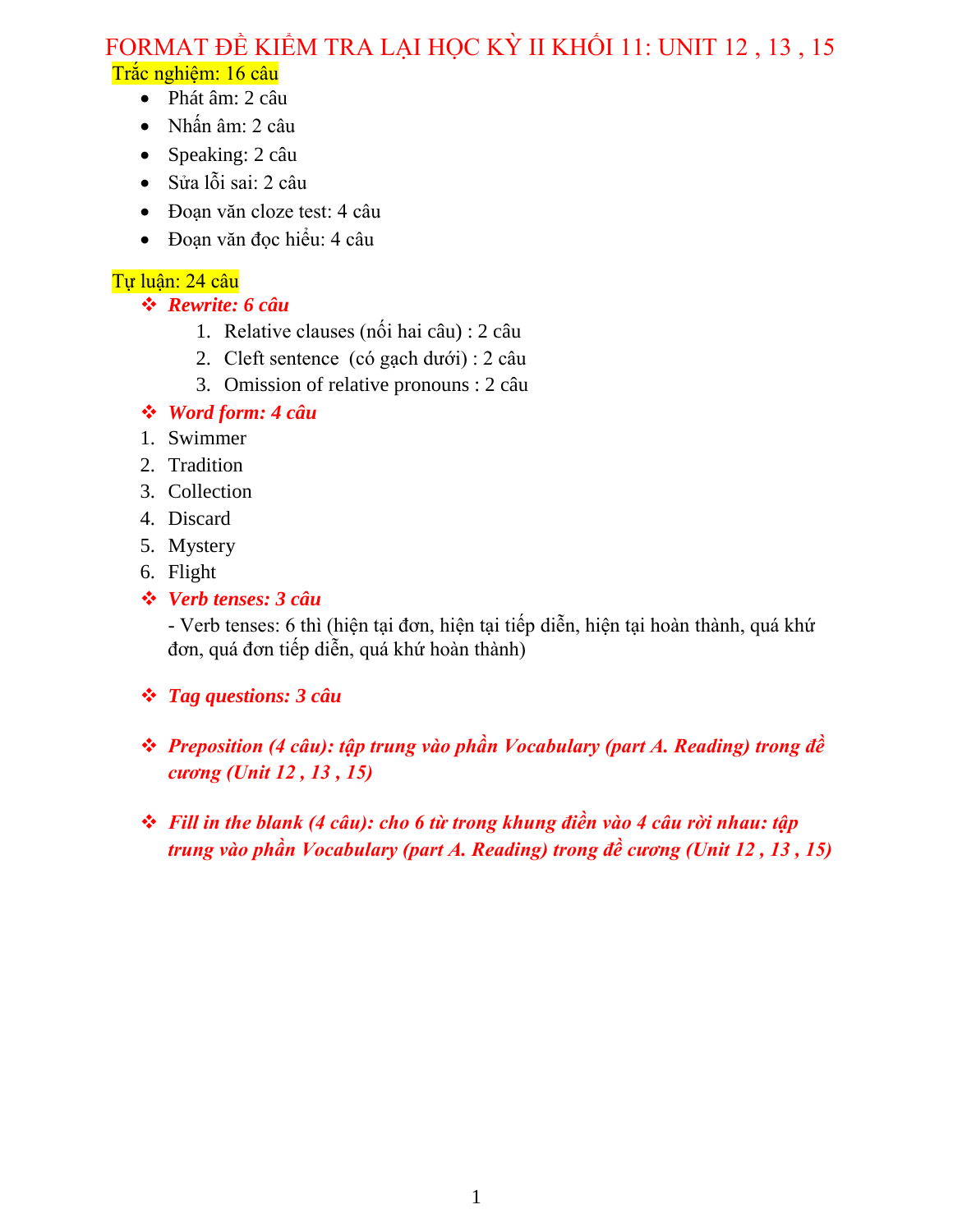# FORMAT ĐỀ KIỂM TRA LẠI HỌC KỲ II KHỐI 11: UNIT 12 , 13 , 15

Trắc nghiệm: 16 câu

- Phát âm: 2 câu
- Nhấn âm: 2 câu
- Speaking: 2 câu
- Sửa lỗi sai: 2 câu
- Đoạn văn cloze test: 4 câu
- Đoạn văn đọc hiểu: 4 câu

Tự luận: 24 câu

- ***Rewrite: 6 câu***
    1. Relative clauses (nối hai câu) : 2 câu
    2. Cleft sentence (có gạch dưới) : 2 câu
    3. Omission of relative pronouns : 2 câu
- ***Word form: 4 câu***

1. Swimmer
2. Tradition
3. Collection
4. Discard
5. Mystery
6. Flight

- ***Verb tenses: 3 câu***

    - Verb tenses: 6 thì (hiện tại đơn, hiện tại tiếp diễn, hiện tại hoàn thành, quá khứ đơn, quá đơn tiếp diễn, quá khứ hoàn thành)

- ***Tag questions: 3 câu***

- ***Preposition (4 câu): tập trung vào phần Vocabulary (part A. Reading) trong đề cương (Unit 12 , 13 , 15)***

- ***Fill in the blank (4 câu): cho 6 từ trong khung điền vào 4 câu rời nhau: tập trung vào phần Vocabulary (part A. Reading) trong đề cương (Unit 12 , 13 , 15)***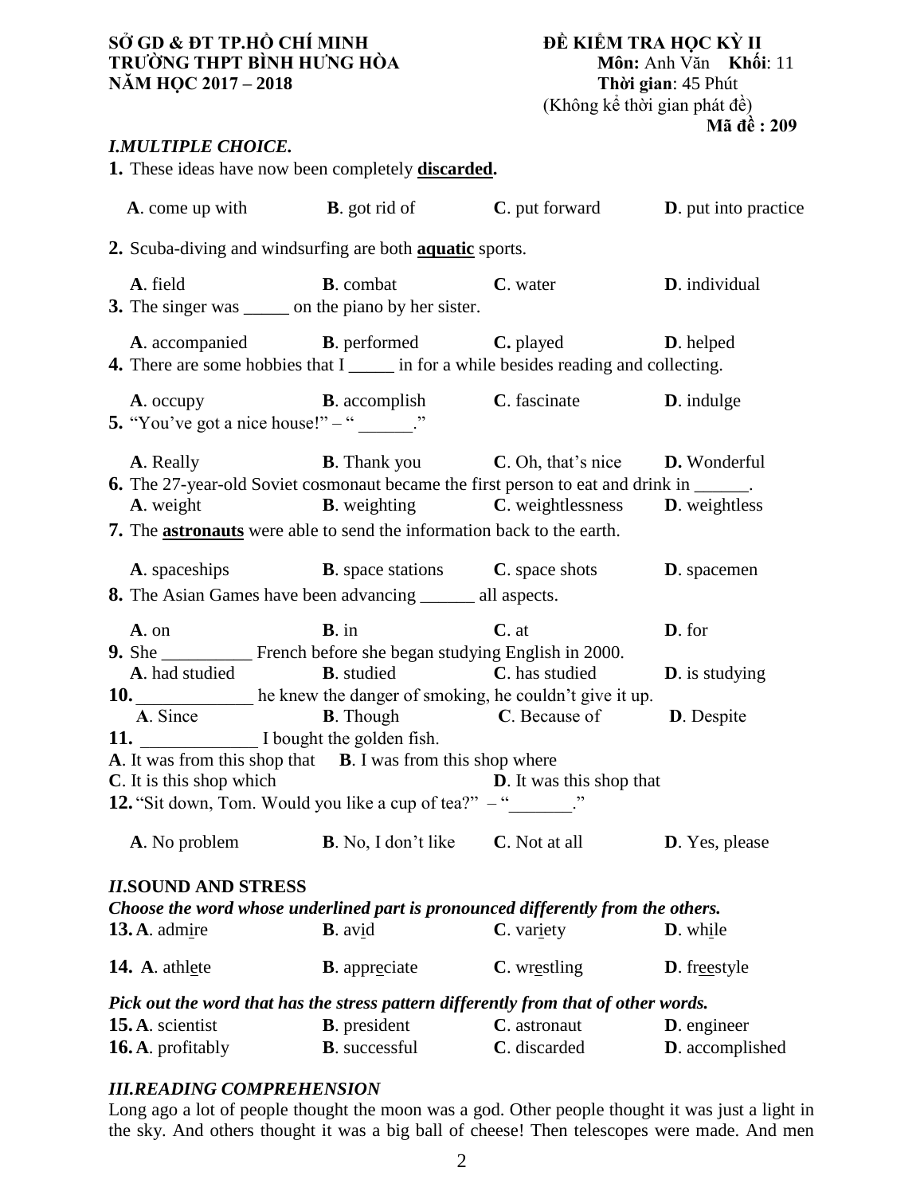**SỞ GD & ĐT TP.HỒ CHÍ MINH**
**TRƯỜNG THPT BÌNH HƯNG HÒA**
**NĂM HỌC 2017 – 2018**

**ĐỀ KIỂM TRA HỌC KỲ II**
**Môn:** Anh Văn **Khối**: 11
**Thời gian**: 45 Phút
(Không kể thời gian phát đề)
**Mã đề : 209**

### *I.MULTIPLE CHOICE.*

**1.** These ideas have now been completely **discarded**.

**A**. come up with **B**. got rid of **C**. put forward **D**. put into practice

**2.** Scuba-diving and windsurfing are both **aquatic** sports.

**A**. field **B**. combat **C**. water **D**. individual

**3.** The singer was _____ on the piano by her sister.

**A**. accompanied **B**. performed **C.** played **D**. helped

**4.** There are some hobbies that I _____ in for a while besides reading and collecting.

**A**. occupy **B**. accomplish **C**. fascinate **D**. indulge

**5.** "You've got a nice house!" – " ______."

**A**. Really **B**. Thank you **C**. Oh, that's nice **D.** Wonderful

**6.** The 27-year-old Soviet cosmonaut became the first person to eat and drink in ______.

**A**. weight **B**. weighting **C**. weightlessness **D**. weightless

**7.** The **astronauts** were able to send the information back to the earth.

**A**. spaceships **B**. space stations **C**. space shots **D**. spacemen

**8.** The Asian Games have been advancing ______ all aspects.

**A**. on **B**. in **C**. at **D**. for

**9.** She __________ French before she began studying English in 2000.

**A**. had studied **B**. studied **C**. has studied **D**. is studying

**10.** _____________ he knew the danger of smoking, he couldn't give it up.

**A**. Since **B**. Though **C**. Because of **D**. Despite

**11.** _____________ I bought the golden fish.

**A**. It was from this shop that **B**. I was from this shop where
**C**. It is this shop which **D**. It was this shop that

**12.** "Sit down, Tom. Would you like a cup of tea?" – "_______."

**A**. No problem **B**. No, I don't like **C**. Not at all **D**. Yes, please

### *II.*SOUND AND STRESS

***Choose the word whose underlined part is pronounced differently from the others.***

**13. A**. adm<u>i</u>re **B**. av<u>i</u>d **C**. var<u>i</u>ety **D**. wh<u>i</u>le

**14. A**. athl<u>e</u>te **B**. appr<u>e</u>ciate **C**. wr<u>e</u>stling **D**. fr<u>ee</u>style

***Pick out the word that has the stress pattern differently from that of other words.***

**15. A**. scientist **B**. president **C**. astronaut **D**. engineer

**16. A**. profitably **B**. successful **C**. discarded **D**. accomplished

### *III.READING COMPREHENSION*

Long ago a lot of people thought the moon was a god. Other people thought it was just a light in the sky. And others thought it was a big ball of cheese! Then telescopes were made. And men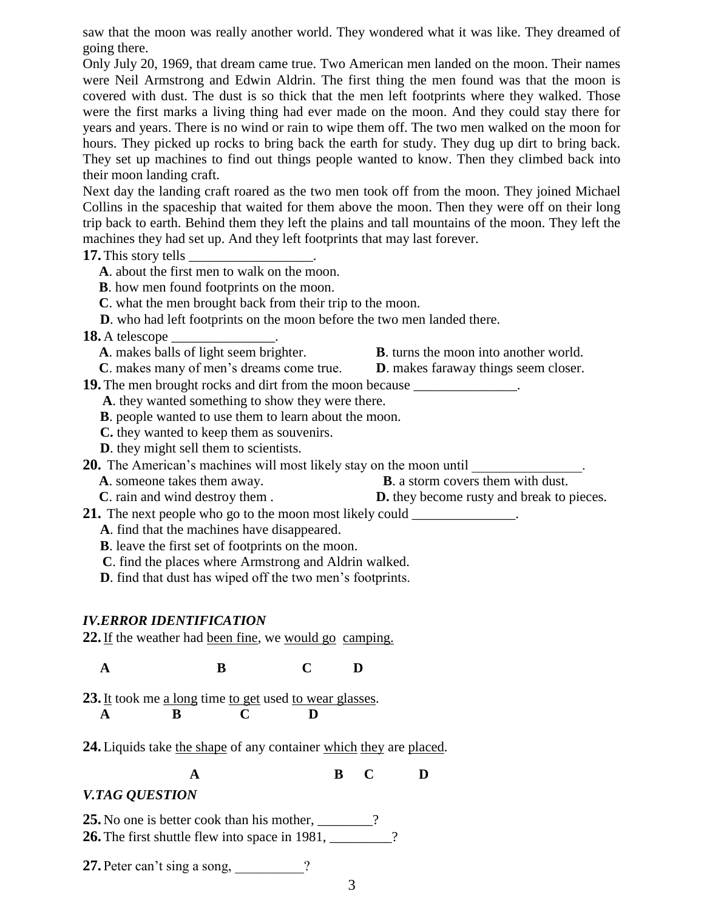saw that the moon was really another world. They wondered what it was like. They dreamed of going there.

Only July 20, 1969, that dream came true. Two American men landed on the moon. Their names were Neil Armstrong and Edwin Aldrin. The first thing the men found was that the moon is covered with dust. The dust is so thick that the men left footprints where they walked. Those were the first marks a living thing had ever made on the moon. And they could stay there for years and years. There is no wind or rain to wipe them off. The two men walked on the moon for hours. They picked up rocks to bring back the earth for study. They dug up dirt to bring back. They set up machines to find out things people wanted to know. Then they climbed back into their moon landing craft.

Next day the landing craft roared as the two men took off from the moon. They joined Michael Collins in the spaceship that waited for them above the moon. Then they were off on their long trip back to earth. Behind them they left the plains and tall mountains of the moon. They left the machines they had set up. And they left footprints that may last forever.

**17.** This story tells __________________.

**A**. about the first men to walk on the moon.
**B**. how men found footprints on the moon.
**C**. what the men brought back from their trip to the moon.
**D**. who had left footprints on the moon before the two men landed there.

**18.** A telescope _______________.

**A**. makes balls of light seem brighter.
**B**. turns the moon into another world.
**C**. makes many of men's dreams come true.
**D**. makes faraway things seem closer.

**19.** The men brought rocks and dirt from the moon because _______________.

**A**. they wanted something to show they were there.
**B**. people wanted to use them to learn about the moon.
**C.** they wanted to keep them as souvenirs.
**D**. they might sell them to scientists.

**20.** The American's machines will most likely stay on the moon until ________________.

**A**. someone takes them away.
**B**. a storm covers them with dust.
**C**. rain and wind destroy them .
**D.** they become rusty and break to pieces.

**21.** The next people who go to the moon most likely could _______________.

**A**. find that the machines have disappeared.
**B**. leave the first set of footprints on the moon.
**C**. find the places where Armstrong and Aldrin walked.
**D**. find that dust has wiped off the two men's footprints.

## *IV.ERROR IDENTIFICATION*

**22.** <u>If</u> the weather had <u>been fine</u>, we <u>would go</u> <u>camping.</u>

**A** **B** **C** **D**

**23.** <u>It</u> took me <u>a long</u> time <u>to get</u> used <u>to wear glasses</u>.

**A** **B** **C** **D**

**24.** Liquids take <u>the shape</u> of any container <u>which</u> <u>they</u> are <u>placed</u>.

**A** **B** **C** **D**

## *V.TAG QUESTION*

**25.** No one is better cook than his mother, ________?

**26.** The first shuttle flew into space in 1981, _________?

**27.** Peter can't sing a song, __________?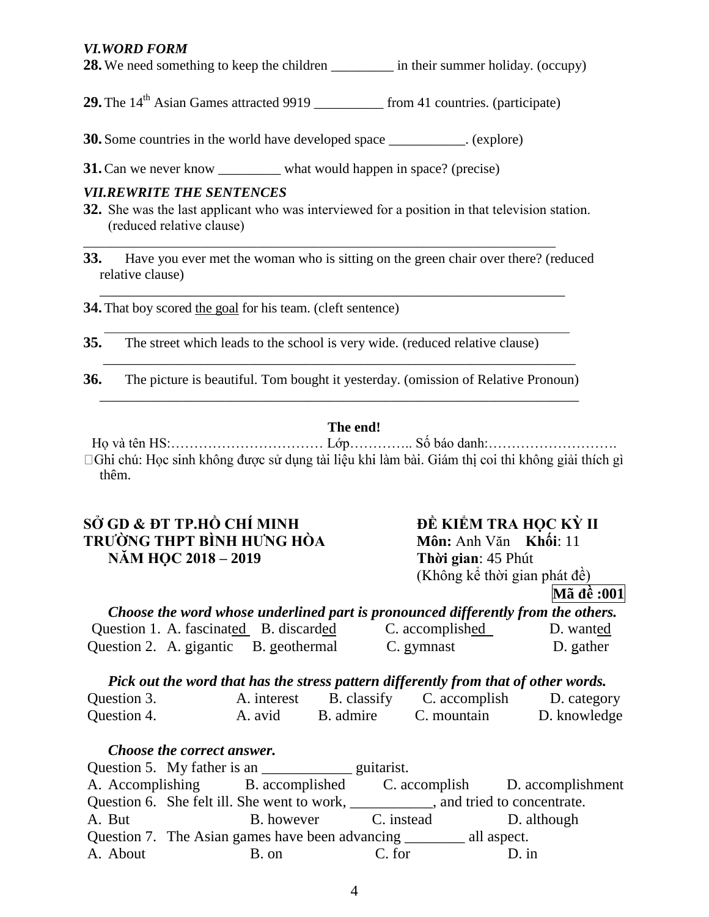### *VI.WORD FORM*

**28.** We need something to keep the children _________ in their summer holiday. (occupy)

**29.** The 14th Asian Games attracted 9919 __________ from 41 countries. (participate)

**30.** Some countries in the world have developed space ___________. (explore)

**31.** Can we never know _________ what would happen in space? (precise)

### *VII.REWRITE THE SENTENCES*

**32.** She was the last applicant who was interviewed for a position in that television station. (reduced relative clause)

______________________________________________________________________

**33.** Have you ever met the woman who is sitting on the green chair over there? (reduced relative clause)

______________________________________________________________________

**34.** That boy scored <u>the goal</u> for his team. (cleft sentence)

______________________________________________________________________

**35.** The street which leads to the school is very wide. (reduced relative clause)

______________________________________________________________________

**36.** The picture is beautiful. Tom bought it yesterday. (omission of Relative Pronoun)

______________________________________________________________________

**The end!**

Họ và tên HS:…………………………… Lớp………….. Số báo danh:……………………….

Ghi chú: Học sinh không được sử dụng tài liệu khi làm bài. Giám thị coi thi không giải thích gì thêm.

**SỞ GD & ĐT TP.HỒ CHÍ MINH**
**TRƯỜNG THPT BÌNH HƯNG HÒA**
**NĂM HỌC 2018 – 2019**

**ĐỀ KIỂM TRA HỌC KỲ II**
**Môn:** Anh Văn **Khối**: 11
**Thời gian**: 45 Phút
(Không kể thời gian phát đề)

**Mã đề :001**

***Choose the word whose underlined part is pronounced differently from the others.***

Question 1. A. fascinat<u>ed</u> B. discard<u>ed</u> C. accomplish<u>ed</u> D. want<u>ed</u>

Question 2. A. <u>g</u>igantic B. <u>g</u>eothermal C. <u>g</u>ymnast D. <u>g</u>ather

***Pick out the word that has the stress pattern differently from that of other words.***

Question 3. A. interest B. classify C. accomplish D. category

Question 4. A. avid B. admire C. mountain D. knowledge

***Choose the correct answer.***

Question 5. My father is an ____________ guitarist.
A. Accomplishing B. accomplished C. accomplish D. accomplishment

Question 6. She felt ill. She went to work, ___________, and tried to concentrate.
A. But B. however C. instead D. although

Question 7. The Asian games have been advancing ________ all aspect.
A. About B. on C. for D. in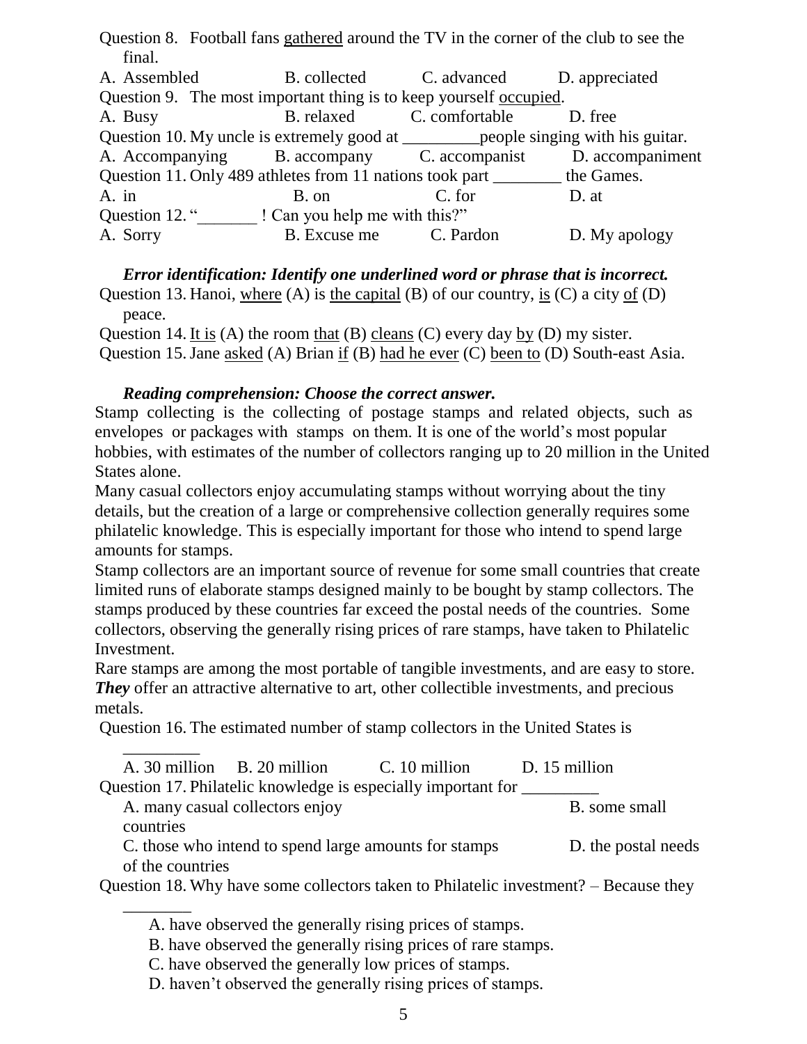Question 8. Football fans <u>gathered</u> around the TV in the corner of the club to see the final.

A. Assembled B. collected C. advanced D. appreciated

Question 9. The most important thing is to keep yourself <u>occupied</u>.

A. Busy B. relaxed C. comfortable D. free

Question 10. My uncle is extremely good at _________people singing with his guitar.

A. Accompanying B. accompany C. accompanist D. accompaniment

Question 11. Only 489 athletes from 11 nations took part ________ the Games.

A. in B. on C. for D. at

Question 12. "_______ ! Can you help me with this?"

A. Sorry B. Excuse me C. Pardon D. My apology

***Error identification: Identify one underlined word or phrase that is incorrect.***

Question 13. Hanoi, <u>where</u> (A) is <u>the capital</u> (B) of our country, <u>is</u> (C) a city <u>of</u> (D) peace.

Question 14. <u>It is</u> (A) the room <u>that</u> (B) <u>cleans</u> (C) every day <u>by</u> (D) my sister.

Question 15. Jane <u>asked</u> (A) Brian <u>if</u> (B) <u>had he ever</u> (C) <u>been to</u> (D) South-east Asia.

***Reading comprehension: Choose the correct answer.***

Stamp collecting is the collecting of postage stamps and related objects, such as envelopes or packages with stamps on them. It is one of the world's most popular hobbies, with estimates of the number of collectors ranging up to 20 million in the United States alone.

Many casual collectors enjoy accumulating stamps without worrying about the tiny details, but the creation of a large or comprehensive collection generally requires some philatelic knowledge. This is especially important for those who intend to spend large amounts for stamps.

Stamp collectors are an important source of revenue for some small countries that create limited runs of elaborate stamps designed mainly to be bought by stamp collectors. The stamps produced by these countries far exceed the postal needs of the countries. Some collectors, observing the generally rising prices of rare stamps, have taken to Philatelic Investment.

Rare stamps are among the most portable of tangible investments, and are easy to store. ***They*** offer an attractive alternative to art, other collectible investments, and precious metals.

Question 16. The estimated number of stamp collectors in the United States is _________

A. 30 million B. 20 million C. 10 million D. 15 million

Question 17. Philatelic knowledge is especially important for _________

A. many casual collectors enjoy

B. some small countries

C. those who intend to spend large amounts for stamps

D. the postal needs of the countries

Question 18. Why have some collectors taken to Philatelic investment? – Because they ________

A. have observed the generally rising prices of stamps.

B. have observed the generally rising prices of rare stamps.

C. have observed the generally low prices of stamps.

D. haven't observed the generally rising prices of stamps.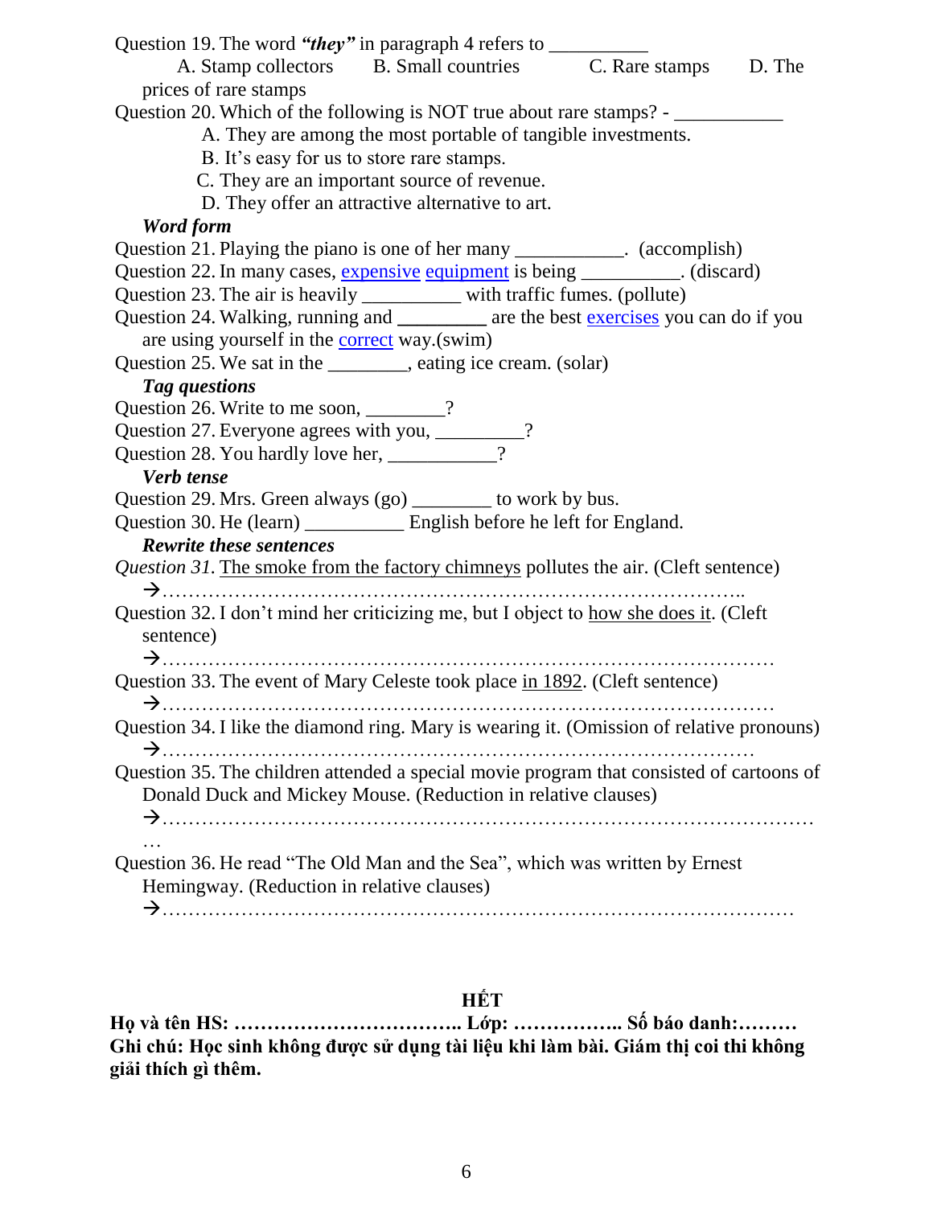Question 19. The word ***"they"*** in paragraph 4 refers to __________

A. Stamp collectors B. Small countries C. Rare stamps D. The prices of rare stamps

Question 20. Which of the following is NOT true about rare stamps? - ___________

A. They are among the most portable of tangible investments.

B. It's easy for us to store rare stamps.

C. They are an important source of revenue.

D. They offer an attractive alternative to art.

***Word form***

Question 21. Playing the piano is one of her many ___________. (accomplish)

Question 22. In many cases, expensive equipment is being __________. (discard)

Question 23. The air is heavily __________ with traffic fumes. (pollute)

Question 24. Walking, running and _________ are the best exercises you can do if you are using yourself in the correct way.(swim)

Question 25. We sat in the ________, eating ice cream. (solar)

***Tag questions***

Question 26. Write to me soon, ________?

Question 27. Everyone agrees with you, _________?

Question 28. You hardly love her, ___________?

***Verb tense***

Question 29. Mrs. Green always (go) ________ to work by bus.

Question 30. He (learn) __________ English before he left for England.

***Rewrite these sentences***

*Question 31.* The smoke from the factory chimneys pollutes the air. (Cleft sentence)

→……………………………………………………………………………..

Question 32. I don't mind her criticizing me, but I object to how she does it. (Cleft sentence)

→………………………………………………………………………………

Question 33. The event of Mary Celeste took place in 1892. (Cleft sentence)

→………………………………………………………………………………

Question 34. I like the diamond ring. Mary is wearing it. (Omission of relative pronouns)

→……………………………………………………………………………

Question 35. The children attended a special movie program that consisted of cartoons of Donald Duck and Mickey Mouse. (Reduction in relative clauses)

→…………………………………………………………………………………………

Question 36. He read "The Old Man and the Sea", which was written by Ernest Hemingway. (Reduction in relative clauses)

→…………………………………………………………………………………

**HẾT**

**Họ và tên HS: …………………………….. Lớp: …………….. Số báo danh:………**

**Ghi chú: Học sinh không được sử dụng tài liệu khi làm bài. Giám thị coi thi không giải thích gì thêm.**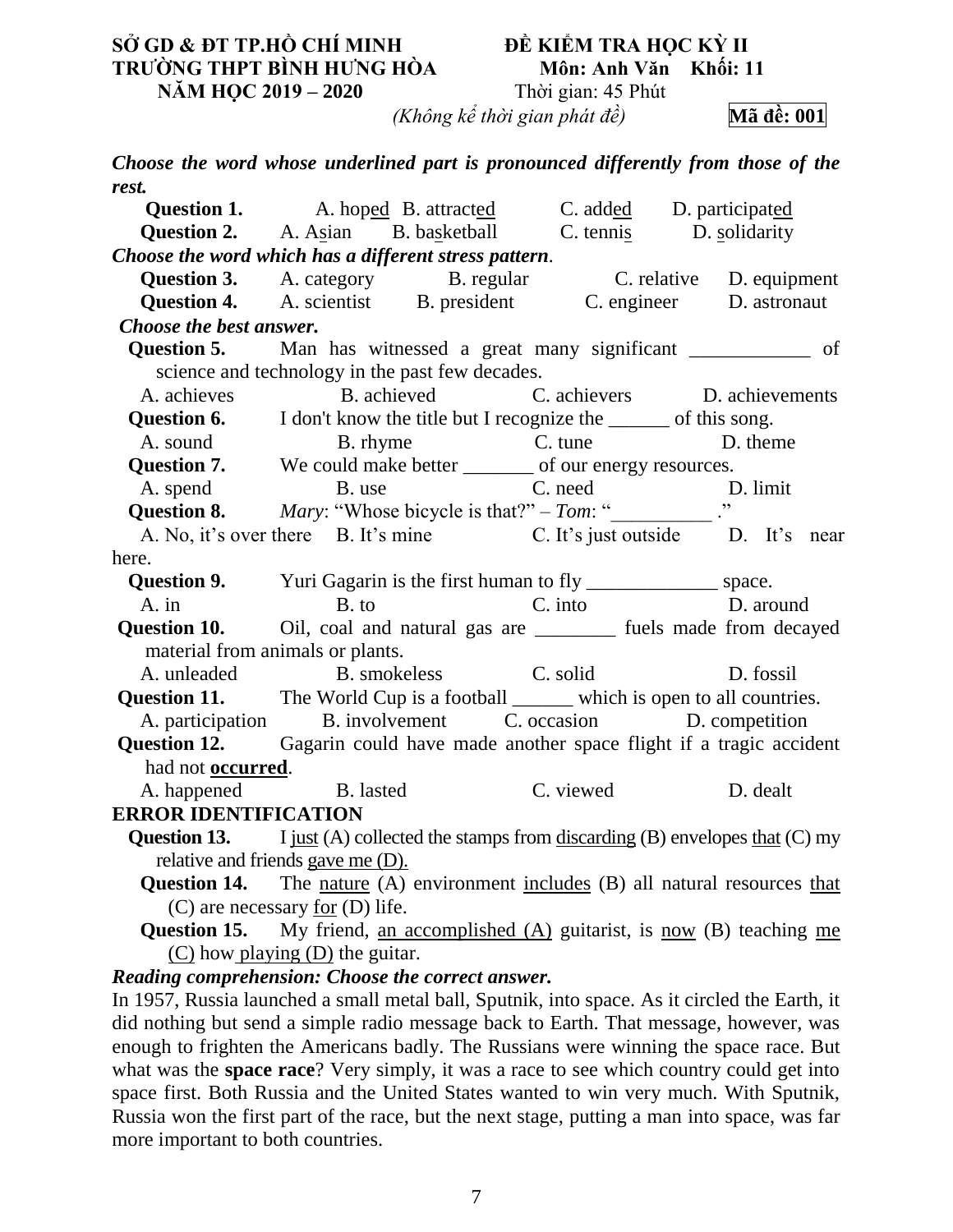**SỞ GD & ĐT TP.HỒ CHÍ MINH**
**TRƯỜNG THPT BÌNH HƯNG HÒA**
**NĂM HỌC 2019 – 2020**

**ĐỀ KIỂM TRA HỌC KỲ II**
**Môn: Anh Văn Khối: 11**
Thời gian: 45 Phút
*(Không kể thời gian phát đề)*

**Mã đề: 001**

***Choose the word whose underlined part is pronounced differently from those of the rest.***

**Question 1.** A. hop<u>ed</u> B. attract<u>ed</u> C. add<u>ed</u> D. participat<u>ed</u>

**Question 2.** A. A<u>s</u>ian B. ba<u>s</u>ketball C. tenni<u>s</u> D. <u>s</u>olidarity

***Choose the word which has a different stress pattern*.**

**Question 3.** A. category B. regular C. relative D. equipment

**Question 4.** A. scientist B. president C. engineer D. astronaut

***Choose the best answer.***

**Question 5.** Man has witnessed a great many significant ____________ of science and technology in the past few decades.
A. achieves B. achieved C. achievers D. achievements

**Question 6.** I don't know the title but I recognize the ______ of this song.
A. sound B. rhyme C. tune D. theme

**Question 7.** We could make better _______ of our energy resources.
A. spend B. use C. need D. limit

**Question 8.** *Mary*: "Whose bicycle is that?" – *Tom*: "__________ ."
A. No, it's over there B. It's mine C. It's just outside D. It's near here.

**Question 9.** Yuri Gagarin is the first human to fly _____________ space.
A. in B. to C. into D. around

**Question 10.** Oil, coal and natural gas are ________ fuels made from decayed material from animals or plants.
A. unleaded B. smokeless C. solid D. fossil

**Question 11.** The World Cup is a football ______ which is open to all countries.
A. participation B. involvement C. occasion D. competition

**Question 12.** Gagarin could have made another space flight if a tragic accident had not **<u>occurred</u>**.
A. happened B. lasted C. viewed D. dealt

**ERROR IDENTIFICATION**

**Question 13.** I <u>just</u> (A) collected the stamps from <u>discarding</u> (B) envelopes <u>that</u> (C) my relative and friends <u>gave me (D).</u>

**Question 14.** The <u>nature</u> (A) environment <u>includes</u> (B) all natural resources <u>that</u> (C) are necessary <u>for</u> (D) life.

**Question 15.** My friend, <u>an accomplished (A)</u> guitarist, is <u>now</u> (B) teaching <u>me (C)</u> how <u>playing (D)</u> the guitar.

***Reading comprehension: Choose the correct answer.***

In 1957, Russia launched a small metal ball, Sputnik, into space. As it circled the Earth, it did nothing but send a simple radio message back to Earth. That message, however, was enough to frighten the Americans badly. The Russians were winning the space race. But what was the **space race**? Very simply, it was a race to see which country could get into space first. Both Russia and the United States wanted to win very much. With Sputnik, Russia won the first part of the race, but the next stage, putting a man into space, was far more important to both countries.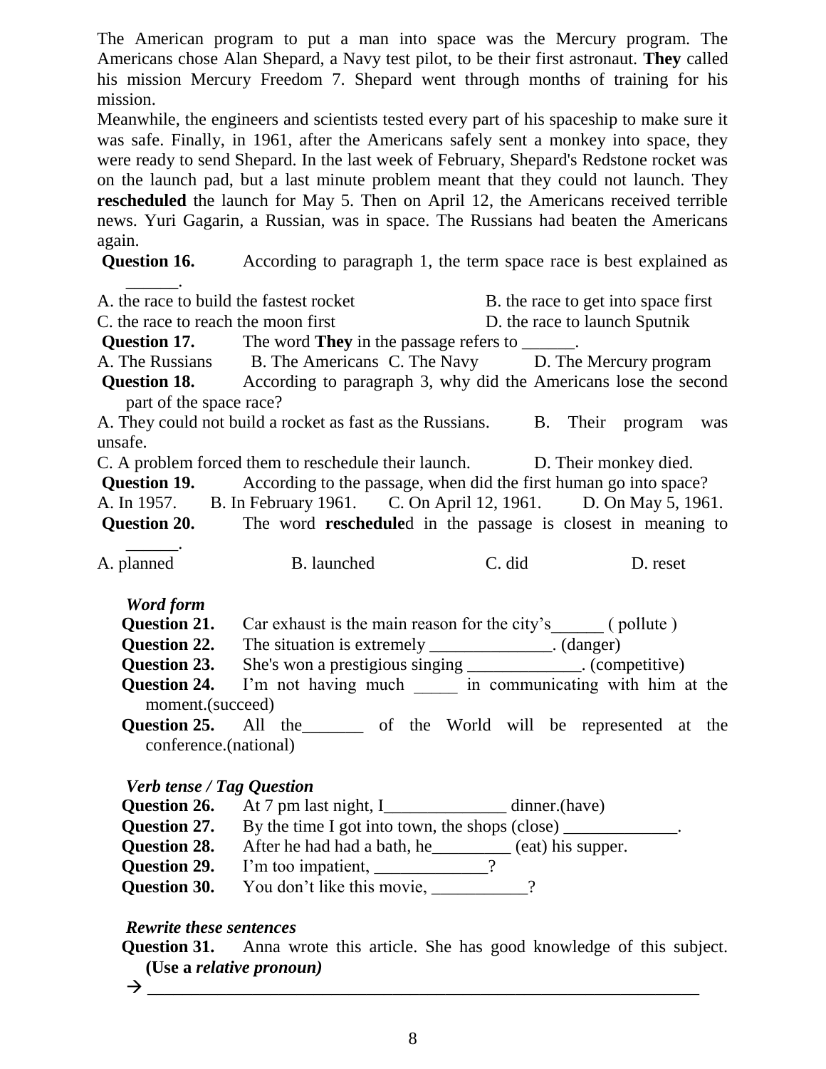The American program to put a man into space was the Mercury program. The Americans chose Alan Shepard, a Navy test pilot, to be their first astronaut. **They** called his mission Mercury Freedom 7. Shepard went through months of training for his mission.

Meanwhile, the engineers and scientists tested every part of his spaceship to make sure it was safe. Finally, in 1961, after the Americans safely sent a monkey into space, they were ready to send Shepard. In the last week of February, Shepard's Redstone rocket was on the launch pad, but a last minute problem meant that they could not launch. They **rescheduled** the launch for May 5. Then on April 12, the Americans received terrible news. Yuri Gagarin, a Russian, was in space. The Russians had beaten the Americans again.

**Question 16.** According to paragraph 1, the term space race is best explained as ______.

A. the race to build the fastest rocket B. the race to get into space first
C. the race to reach the moon first D. the race to launch Sputnik

**Question 17.** The word **They** in the passage refers to ______.

A. The Russians B. The Americans C. The Navy D. The Mercury program

**Question 18.** According to paragraph 3, why did the Americans lose the second part of the space race?

A. They could not build a rocket as fast as the Russians. B. Their program was unsafe.
C. A problem forced them to reschedule their launch. D. Their monkey died.

**Question 19.** According to the passage, when did the first human go into space?

A. In 1957. B. In February 1961. C. On April 12, 1961. D. On May 5, 1961.

**Question 20.** The word **reschedule**d in the passage is closest in meaning to ______.

A. planned B. launched C. did D. reset

***Word form***

**Question 21.** Car exhaust is the main reason for the city's______ ( pollute )

**Question 22.** The situation is extremely ______________. (danger)

**Question 23.** She's won a prestigious singing _____________. (competitive)

**Question 24.** I'm not having much _____ in communicating with him at the moment.(succeed)

**Question 25.** All the_______ of the World will be represented at the conference.(national)

***Verb tense / Tag Question***

**Question 26.** At 7 pm last night, I______________ dinner.(have)

**Question 27.** By the time I got into town, the shops (close) _____________.

**Question 28.** After he had had a bath, he_________ (eat) his supper.

**Question 29.** I'm too impatient, _____________?

**Question 30.** You don't like this movie, ___________?

***Rewrite these sentences***

**Question 31.** Anna wrote this article. She has good knowledge of this subject. **(Use a *relative pronoun)***

→ ______________________________________________________________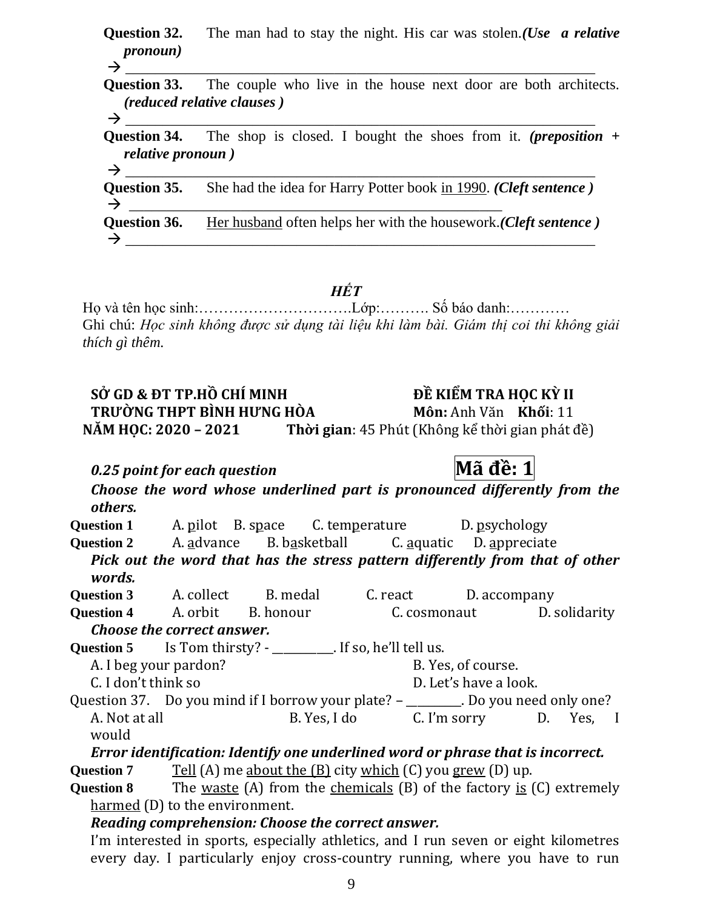**Question 32.** The man had to stay the night. His car was stolen.***(Use a relative pronoun)***

→ ________________________________________________________________

**Question 33.** The couple who live in the house next door are both architects. ***(reduced relative clauses )***

→ ________________________________________________________________

**Question 34.** The shop is closed. I bought the shoes from it. ***(preposition + relative pronoun )***

→ ________________________________________________________________

**Question 35.** She had the idea for Harry Potter book <u>in 1990</u>. ***(Cleft sentence )***

→ ________________________________________________________

**Question 36.** <u>Her husband</u> often helps her with the housework.***(Cleft sentence )***

→ ________________________________________________________________

***HẾT***

Họ và tên học sinh:………………………….Lớp:………. Số báo danh:…………

Ghi chú: *Học sinh không được sử dụng tài liệu khi làm bài. Giám thị coi thi không giải thích gì thêm.*

**SỞ GD & ĐT TP.HỒ CHÍ MINH** **ĐỀ KIỂM TRA HỌC KỲ II**

**TRƯỜNG THPT BÌNH HƯNG HÒA** **Môn:** Anh Văn **Khối**: 11

**NĂM HỌC: 2020 – 2021** **Thời gian**: 45 Phút (Không kể thời gian phát đề)

***0.25 point for each question*** **Mã đề: 1**

***Choose the word whose underlined part is pronounced differently from the others.***

**Question 1** A. <u>p</u>ilot B. s<u>p</u>ace C. tem<u>p</u>erature D. <u>p</u>sychology

**Question 2** A. <u>a</u>dvance B. b<u>a</u>sketball C. <u>a</u>quatic D. <u>a</u>ppreciate

***Pick out the word that has the stress pattern differently from that of other words.***

**Question 3** A. collect B. medal C. react D. accompany

**Question 4** A. orbit B. honour C. cosmonaut D. solidarity

***Choose the correct answer.***

**Question 5** Is Tom thirsty? - __________. If so, he'll tell us.

A. I beg your pardon? B. Yes, of course.
C. I don't think so D. Let's have a look.

Question 37. Do you mind if I borrow your plate? – _________. Do you need only one?

A. Not at all B. Yes, I do C. I'm sorry D. Yes, I would

***Error identification: Identify one underlined word or phrase that is incorrect.***

**Question 7** <u>Tell</u> (A) me <u>about the (B)</u> city <u>which</u> (C) you <u>grew</u> (D) up.

**Question 8** The <u>waste</u> (A) from the <u>chemicals</u> (B) of the factory <u>is</u> (C) extremely <u>harmed</u> (D) to the environment.

***Reading comprehension: Choose the correct answer.***

I'm interested in sports, especially athletics, and I run seven or eight kilometres every day. I particularly enjoy cross-country running, where you have to run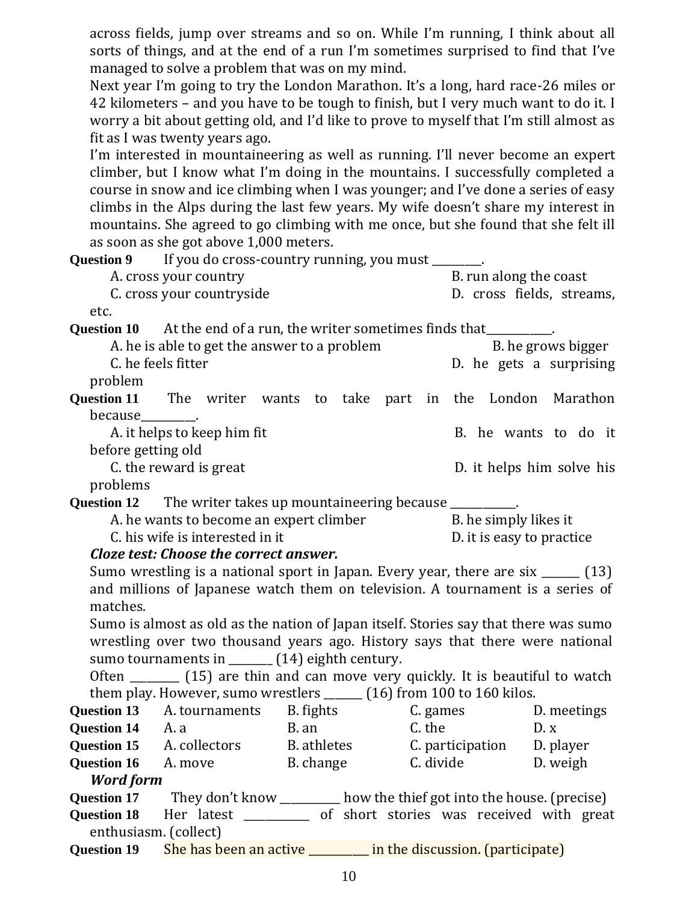across fields, jump over streams and so on. While I'm running, I think about all sorts of things, and at the end of a run I'm sometimes surprised to find that I've managed to solve a problem that was on my mind.

Next year I'm going to try the London Marathon. It's a long, hard race-26 miles or 42 kilometers – and you have to be tough to finish, but I very much want to do it. I worry a bit about getting old, and I'd like to prove to myself that I'm still almost as fit as I was twenty years ago.

I'm interested in mountaineering as well as running. I'll never become an expert climber, but I know what I'm doing in the mountains. I successfully completed a course in snow and ice climbing when I was younger; and I've done a series of easy climbs in the Alps during the last few years. My wife doesn't share my interest in mountains. She agreed to go climbing with me once, but she found that she felt ill as soon as she got above 1,000 meters.

**Question 9** If you do cross-country running, you must ________.

A. cross your country
B. run along the coast
C. cross your countryside
D. cross fields, streams, etc.

**Question 10** At the end of a run, the writer sometimes finds that___________.

A. he is able to get the answer to a problem
B. he grows bigger
C. he feels fitter
D. he gets a surprising problem

**Question 11** The writer wants to take part in the London Marathon because_________.

A. it helps to keep him fit
B. he wants to do it before getting old
C. the reward is great
D. it helps him solve his problems

**Question 12** The writer takes up mountaineering because ___________.

A. he wants to become an expert climber
B. he simply likes it
C. his wife is interested in it
D. it is easy to practice

***Cloze test: Choose the correct answer.***

Sumo wrestling is a national sport in Japan. Every year, there are six ______ (13) and millions of Japanese watch them on television. A tournament is a series of matches.

Sumo is almost as old as the nation of Japan itself. Stories say that there was sumo wrestling over two thousand years ago. History says that there were national sumo tournaments in _______ (14) eighth century.

Often ________ (15) are thin and can move very quickly. It is beautiful to watch them play. However, sumo wrestlers ______ (16) from 100 to 160 kilos.

| | | | | |
|---|---|---|---|---|
| **Question 13** | A. tournaments | B. fights | C. games | D. meetings |
| **Question 14** | A. a | B. an | C. the | D. x |
| **Question 15** | A. collectors | B. athletes | C. participation | D. player |
| **Question 16** | A. move | B. change | C. divide | D. weigh |

***Word form***

**Question 17** They don't know __________ how the thief got into the house. (precise)

**Question 18** Her latest ___________ of short stories was received with great enthusiasm. (collect)

**Question 19** She has been an active __________ in the discussion. (participate)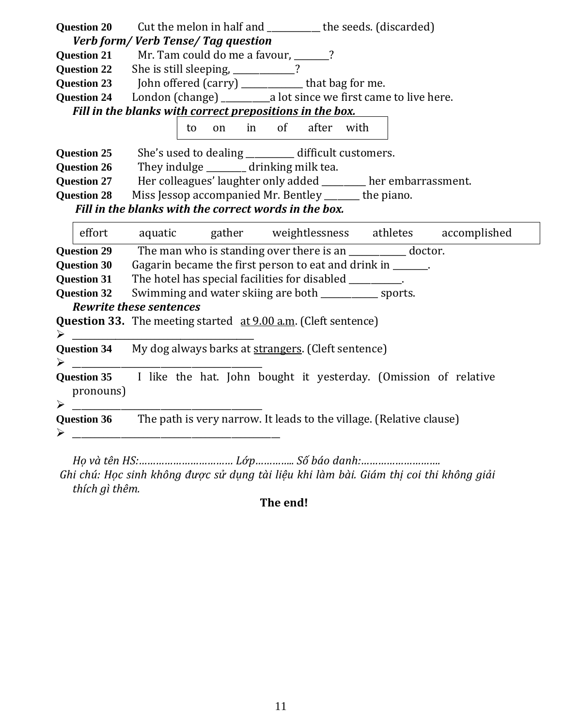**Question 20** Cut the melon in half and ____________ the seeds. (discarded)

***Verb form/ Verb Tense/ Tag question***

**Question 21** Mr. Tam could do me a favour, ________?

**Question 22** She is still sleeping, ______________?

**Question 23** John offered (carry) ______________ that bag for me.

**Question 24** London (change) ___________a lot since we first came to live here.

***Fill in the blanks with correct prepositions in the box.***

| | | | | | |
|---|---|---|---|---|---|
| to | on | in | of | after | with |

**Question 25** She's used to dealing ___________ difficult customers.

**Question 26** They indulge _________ drinking milk tea.

**Question 27** Her colleagues' laughter only added __________ her embarrassment.

**Question 28** Miss Jessop accompanied Mr. Bentley ________ the piano.

***Fill in the blanks with the correct words in the box.***

| | | | | | |
|---|---|---|---|---|---|
| effort | aquatic | gather | weightlessness | athletes | accomplished |

**Question 29** The man who is standing over there is an _____________ doctor.

**Question 30** Gagarin became the first person to eat and drink in ________.

**Question 31** The hotel has special facilities for disabled ____________.

**Question 32** Swimming and water skiing are both _____________ sports.

***Rewrite these sentences***

**Question 33.** The meeting started <u>at 9.00 a.m</u>. (Cleft sentence)

➢ ___________________________________________

**Question 34** My dog always barks at <u>strangers</u>. (Cleft sentence)

➢ ___________________________________________

**Question 35** I like the hat. John bought it yesterday. (Omission of relative pronouns)

➢ ___________________________________________

**Question 36** The path is very narrow. It leads to the village. (Relative clause)

➢ ___________________________________________

*Họ và tên HS:…………………………… Lớp………….. Số báo danh:………………………..*

*Ghi chú: Học sinh không được sử dụng tài liệu khi làm bài. Giám thị coi thi không giải thích gì thêm.*

**The end!**